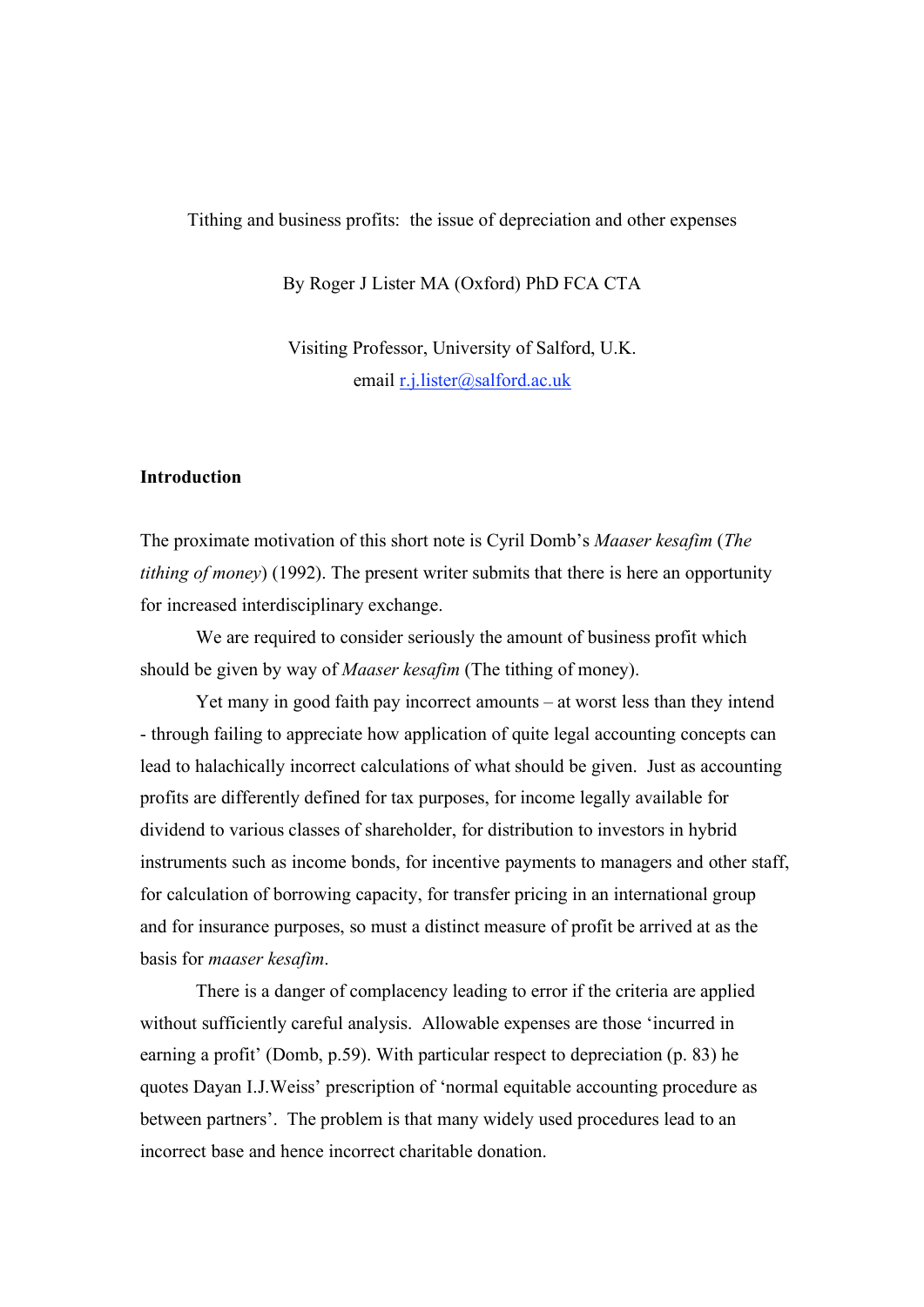Tithing and business profits: the issue of depreciation and other expenses

By Roger J Lister MA (Oxford) PhD FCA CTA

Visiting Professor, University of Salford, U.K.
email r.j.lister@salford.ac.uk

## Introduction

The proximate motivation of this short note is Cyril Domb's *Maaser kesafim* (*The tithing of money*) (1992). The present writer submits that there is here an opportunity for increased interdisciplinary exchange.

We are required to consider seriously the amount of business profit which should be given by way of *Maaser kesafim* (The tithing of money).

Yet many in good faith pay incorrect amounts – at worst less than they intend - through failing to appreciate how application of quite legal accounting concepts can lead to halachically incorrect calculations of what should be given. Just as accounting profits are differently defined for tax purposes, for income legally available for dividend to various classes of shareholder, for distribution to investors in hybrid instruments such as income bonds, for incentive payments to managers and other staff, for calculation of borrowing capacity, for transfer pricing in an international group and for insurance purposes, so must a distinct measure of profit be arrived at as the basis for *maaser kesafim*.

There is a danger of complacency leading to error if the criteria are applied without sufficiently careful analysis. Allowable expenses are those 'incurred in earning a profit' (Domb, p.59). With particular respect to depreciation (p. 83) he quotes Dayan I.J.Weiss' prescription of 'normal equitable accounting procedure as between partners'. The problem is that many widely used procedures lead to an incorrect base and hence incorrect charitable donation.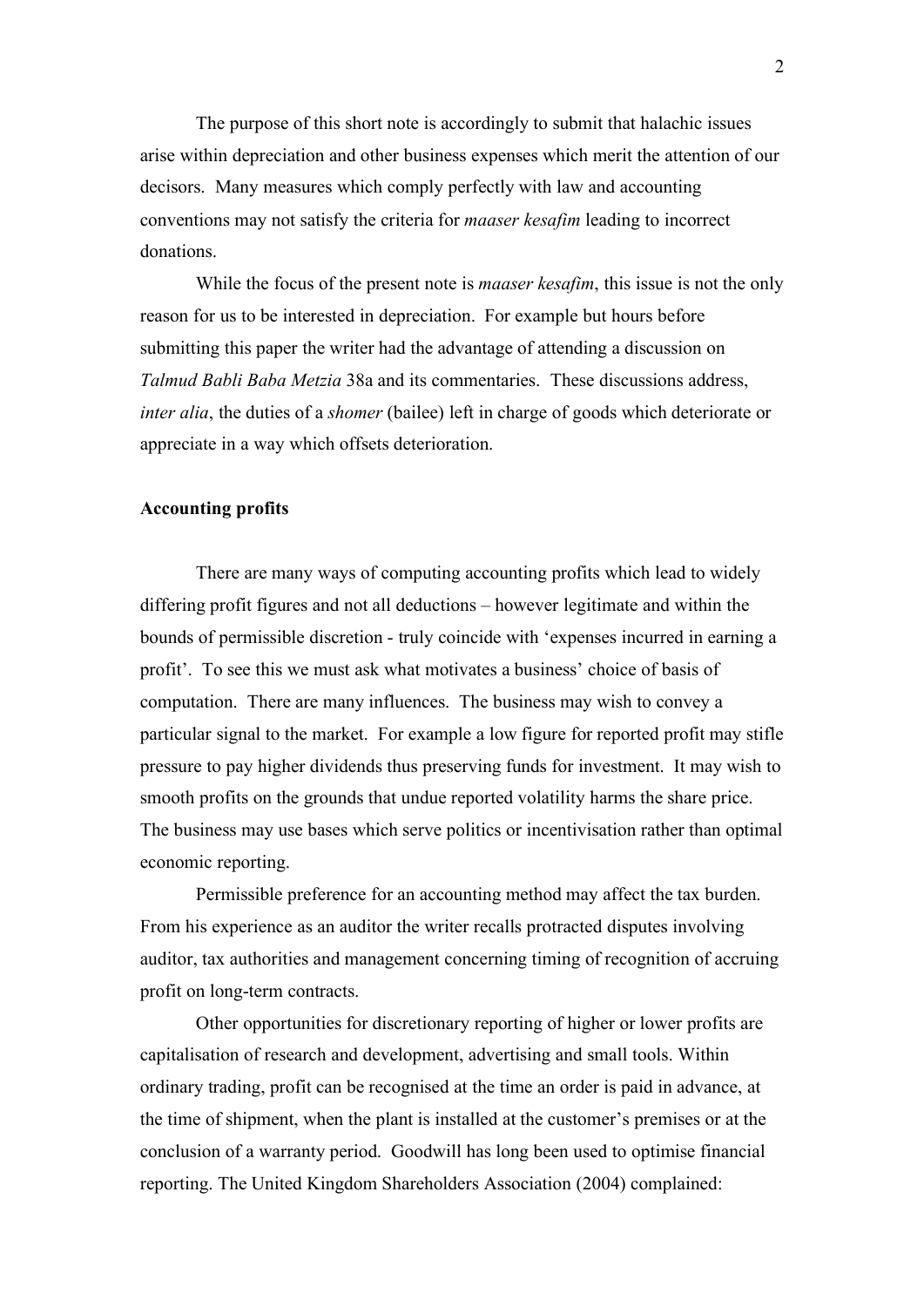The purpose of this short note is accordingly to submit that halachic issues arise within depreciation and other business expenses which merit the attention of our decisors. Many measures which comply perfectly with law and accounting conventions may not satisfy the criteria for *maaser kesafim* leading to incorrect donations.

While the focus of the present note is *maaser kesafim*, this issue is not the only reason for us to be interested in depreciation. For example but hours before submitting this paper the writer had the advantage of attending a discussion on *Talmud Babli Baba Metzia* 38a and its commentaries. These discussions address, *inter alia*, the duties of a *shomer* (bailee) left in charge of goods which deteriorate or appreciate in a way which offsets deterioration.

**Accounting profits**

There are many ways of computing accounting profits which lead to widely differing profit figures and not all deductions – however legitimate and within the bounds of permissible discretion - truly coincide with 'expenses incurred in earning a profit'. To see this we must ask what motivates a business' choice of basis of computation. There are many influences. The business may wish to convey a particular signal to the market. For example a low figure for reported profit may stifle pressure to pay higher dividends thus preserving funds for investment. It may wish to smooth profits on the grounds that undue reported volatility harms the share price. The business may use bases which serve politics or incentivisation rather than optimal economic reporting.

Permissible preference for an accounting method may affect the tax burden. From his experience as an auditor the writer recalls protracted disputes involving auditor, tax authorities and management concerning timing of recognition of accruing profit on long-term contracts.

Other opportunities for discretionary reporting of higher or lower profits are capitalisation of research and development, advertising and small tools. Within ordinary trading, profit can be recognised at the time an order is paid in advance, at the time of shipment, when the plant is installed at the customer's premises or at the conclusion of a warranty period. Goodwill has long been used to optimise financial reporting. The United Kingdom Shareholders Association (2004) complained: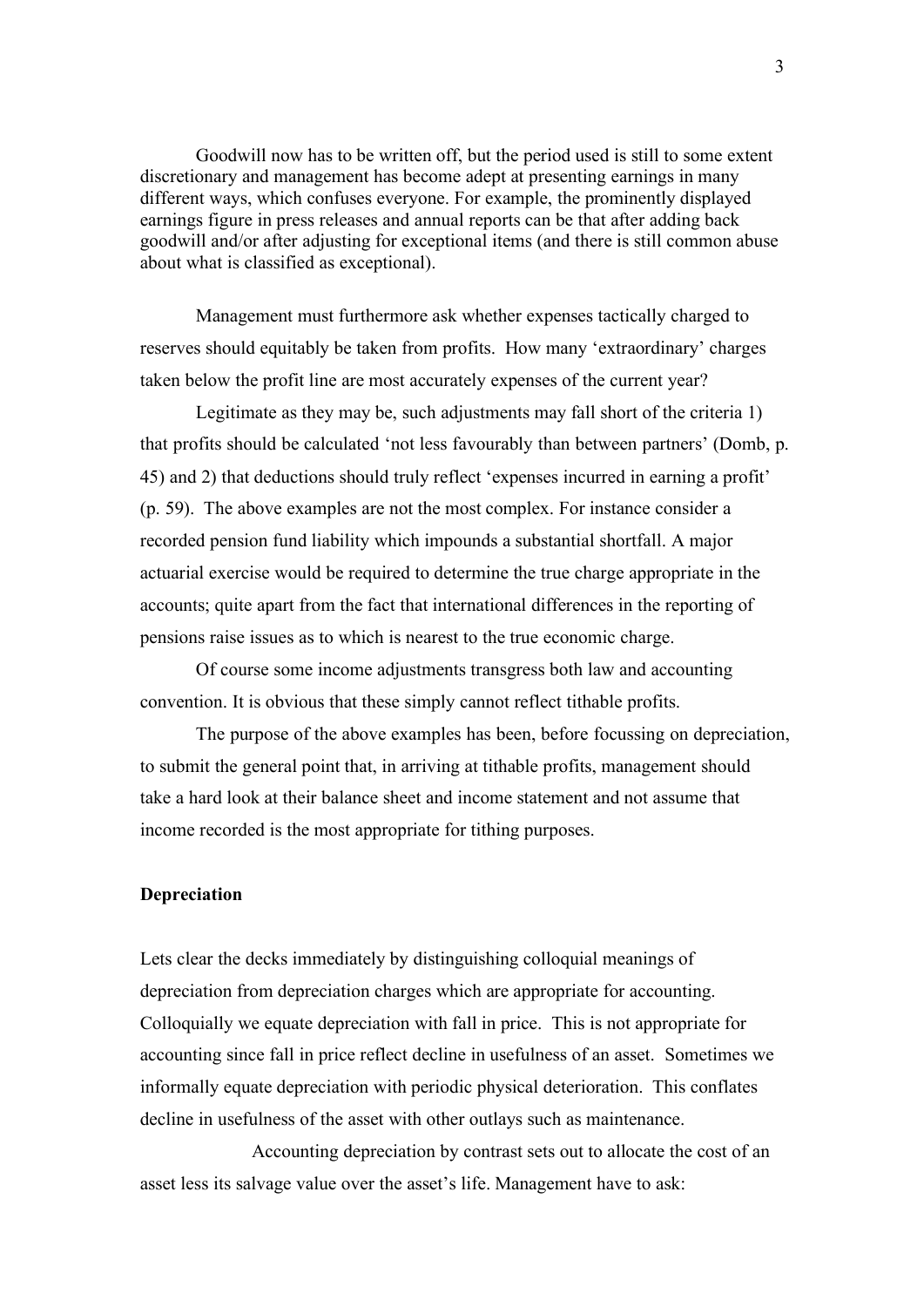Goodwill now has to be written off, but the period used is still to some extent discretionary and management has become adept at presenting earnings in many different ways, which confuses everyone. For example, the prominently displayed earnings figure in press releases and annual reports can be that after adding back goodwill and/or after adjusting for exceptional items (and there is still common abuse about what is classified as exceptional).

Management must furthermore ask whether expenses tactically charged to reserves should equitably be taken from profits. How many 'extraordinary' charges taken below the profit line are most accurately expenses of the current year?

Legitimate as they may be, such adjustments may fall short of the criteria 1) that profits should be calculated 'not less favourably than between partners' (Domb, p. 45) and 2) that deductions should truly reflect 'expenses incurred in earning a profit' (p. 59). The above examples are not the most complex. For instance consider a recorded pension fund liability which impounds a substantial shortfall. A major actuarial exercise would be required to determine the true charge appropriate in the accounts; quite apart from the fact that international differences in the reporting of pensions raise issues as to which is nearest to the true economic charge.

Of course some income adjustments transgress both law and accounting convention. It is obvious that these simply cannot reflect tithable profits.

The purpose of the above examples has been, before focussing on depreciation, to submit the general point that, in arriving at tithable profits, management should take a hard look at their balance sheet and income statement and not assume that income recorded is the most appropriate for tithing purposes.

**Depreciation**

Lets clear the decks immediately by distinguishing colloquial meanings of depreciation from depreciation charges which are appropriate for accounting. Colloquially we equate depreciation with fall in price. This is not appropriate for accounting since fall in price reflect decline in usefulness of an asset. Sometimes we informally equate depreciation with periodic physical deterioration. This conflates decline in usefulness of the asset with other outlays such as maintenance.

Accounting depreciation by contrast sets out to allocate the cost of an asset less its salvage value over the asset's life. Management have to ask: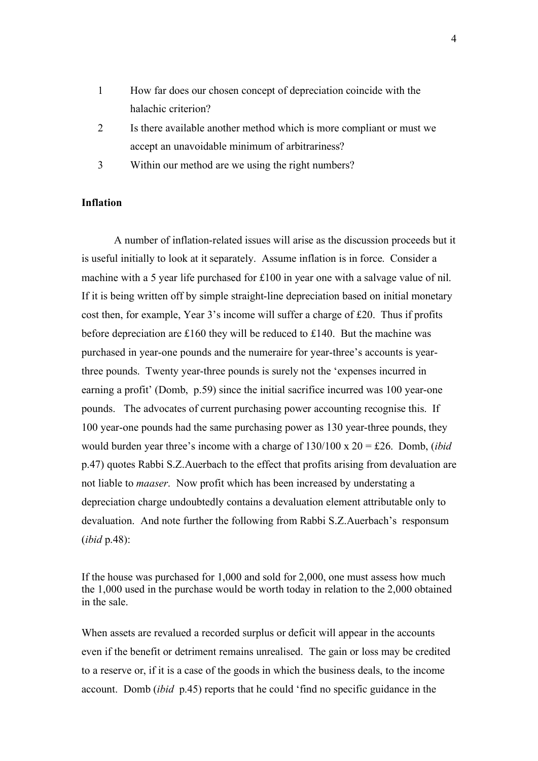1. How far does our chosen concept of depreciation coincide with the halachic criterion?
2. Is there available another method which is more compliant or must we accept an unavoidable minimum of arbitrariness?
3. Within our method are we using the right numbers?

**Inflation**

A number of inflation-related issues will arise as the discussion proceeds but it is useful initially to look at it separately. Assume inflation is in force. Consider a machine with a 5 year life purchased for £100 in year one with a salvage value of nil. If it is being written off by simple straight-line depreciation based on initial monetary cost then, for example, Year 3's income will suffer a charge of £20. Thus if profits before depreciation are £160 they will be reduced to £140. But the machine was purchased in year-one pounds and the numeraire for year-three's accounts is year-three pounds. Twenty year-three pounds is surely not the 'expenses incurred in earning a profit' (Domb, p.59) since the initial sacrifice incurred was 100 year-one pounds. The advocates of current purchasing power accounting recognise this. If 100 year-one pounds had the same purchasing power as 130 year-three pounds, they would burden year three's income with a charge of 130/100 x 20 = £26. Domb, (*ibid* p.47) quotes Rabbi S.Z.Auerbach to the effect that profits arising from devaluation are not liable to *maaser*. Now profit which has been increased by understating a depreciation charge undoubtedly contains a devaluation element attributable only to devaluation. And note further the following from Rabbi S.Z.Auerbach's responsum (*ibid* p.48):

If the house was purchased for 1,000 and sold for 2,000, one must assess how much the 1,000 used in the purchase would be worth today in relation to the 2,000 obtained in the sale.

When assets are revalued a recorded surplus or deficit will appear in the accounts even if the benefit or detriment remains unrealised. The gain or loss may be credited to a reserve or, if it is a case of the goods in which the business deals, to the income account. Domb (*ibid* p.45) reports that he could 'find no specific guidance in the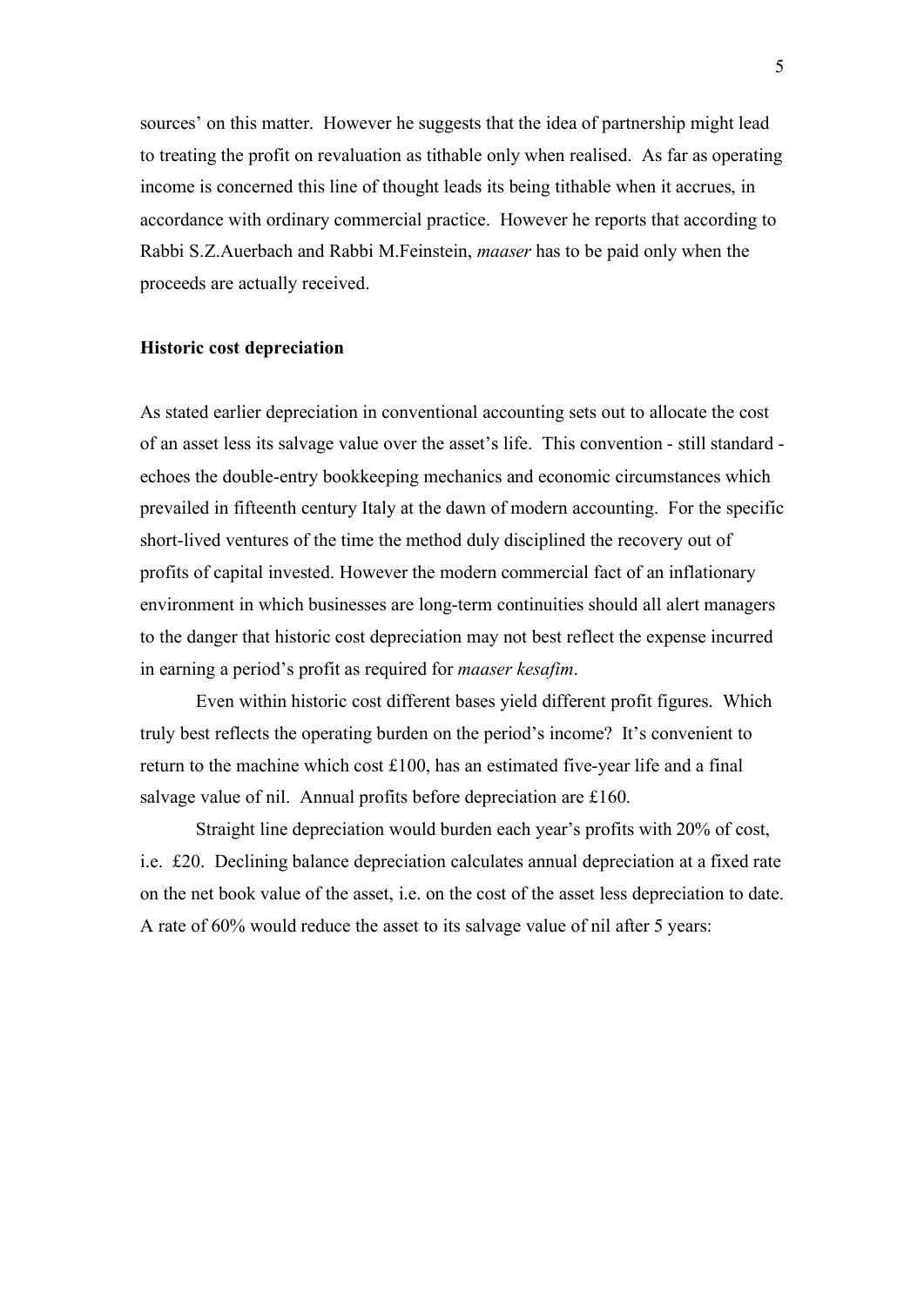sources' on this matter. However he suggests that the idea of partnership might lead to treating the profit on revaluation as tithable only when realised. As far as operating income is concerned this line of thought leads its being tithable when it accrues, in accordance with ordinary commercial practice. However he reports that according to Rabbi S.Z.Auerbach and Rabbi M.Feinstein, *maaser* has to be paid only when the proceeds are actually received.

**Historic cost depreciation**

As stated earlier depreciation in conventional accounting sets out to allocate the cost of an asset less its salvage value over the asset's life. This convention - still standard - echoes the double-entry bookkeeping mechanics and economic circumstances which prevailed in fifteenth century Italy at the dawn of modern accounting. For the specific short-lived ventures of the time the method duly disciplined the recovery out of profits of capital invested. However the modern commercial fact of an inflationary environment in which businesses are long-term continuities should all alert managers to the danger that historic cost depreciation may not best reflect the expense incurred in earning a period's profit as required for *maaser kesafim*.

Even within historic cost different bases yield different profit figures. Which truly best reflects the operating burden on the period's income? It's convenient to return to the machine which cost £100, has an estimated five-year life and a final salvage value of nil. Annual profits before depreciation are £160.

Straight line depreciation would burden each year's profits with 20% of cost, i.e. £20. Declining balance depreciation calculates annual depreciation at a fixed rate on the net book value of the asset, i.e. on the cost of the asset less depreciation to date. A rate of 60% would reduce the asset to its salvage value of nil after 5 years: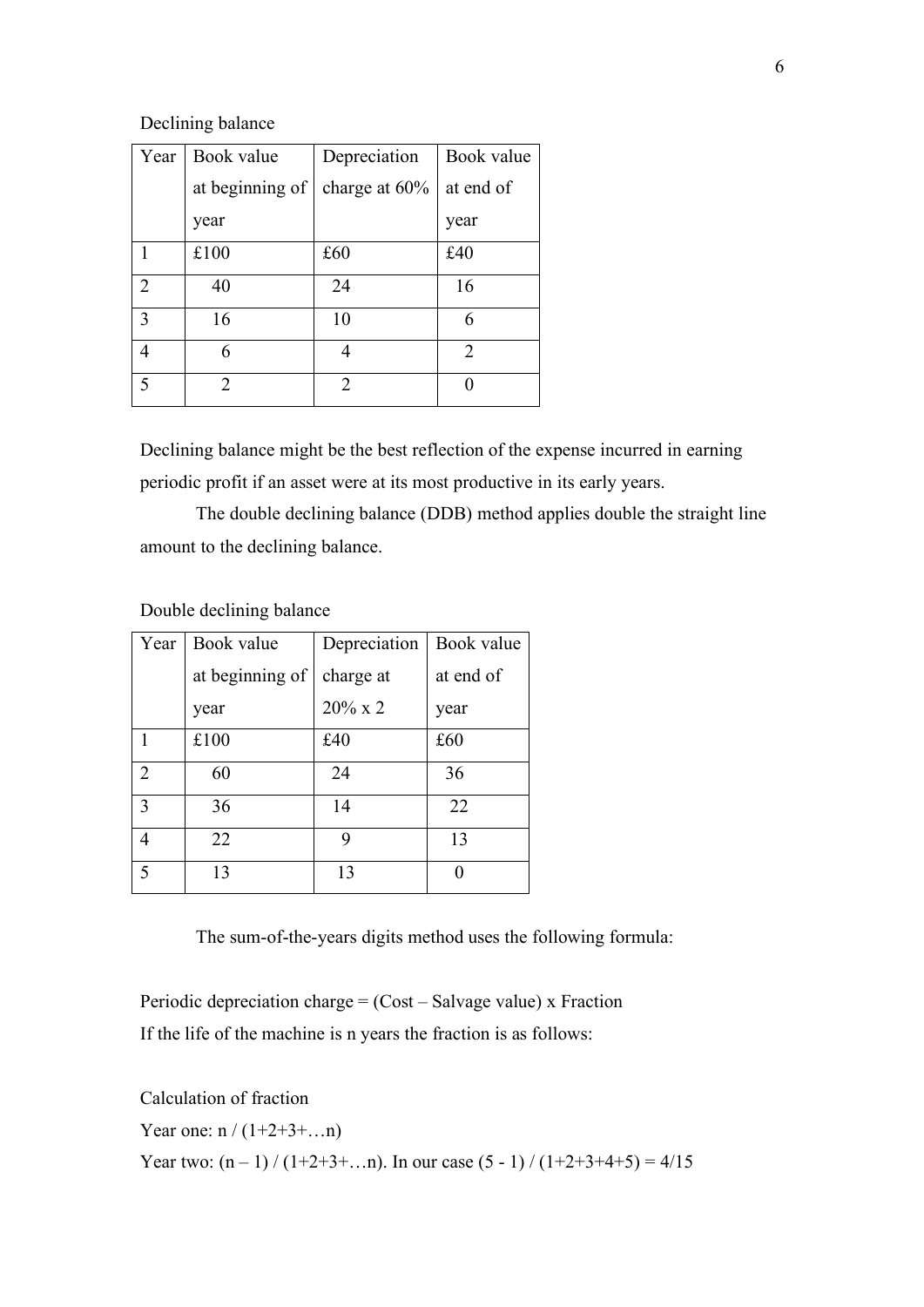Declining balance

| Year | Book value at beginning of year | Depreciation charge at 60% | Book value at end of year |
|---|---|---|---|
| 1 | £100 | £60 | £40 |
| 2 | 40 | 24 | 16 |
| 3 | 16 | 10 | 6 |
| 4 | 6 | 4 | 2 |
| 5 | 2 | 2 | 0 |

Declining balance might be the best reflection of the expense incurred in earning periodic profit if an asset were at its most productive in its early years.

The double declining balance (DDB) method applies double the straight line amount to the declining balance.

Double declining balance

| Year | Book value at beginning of year | Depreciation charge at 20% x 2 | Book value at end of year |
|---|---|---|---|
| 1 | £100 | £40 | £60 |
| 2 | 60 | 24 | 36 |
| 3 | 36 | 14 | 22 |
| 4 | 22 | 9 | 13 |
| 5 | 13 | 13 | 0 |

The sum-of-the-years digits method uses the following formula:

Periodic depreciation charge = (Cost – Salvage value) x Fraction

If the life of the machine is n years the fraction is as follows:

Calculation of fraction

Year one: $n / (1+2+3+\ldots n)$

Year two: $(n – 1) / (1+2+3+\ldots n)$. In our case $(5 - 1) / (1+2+3+4+5) = 4/15$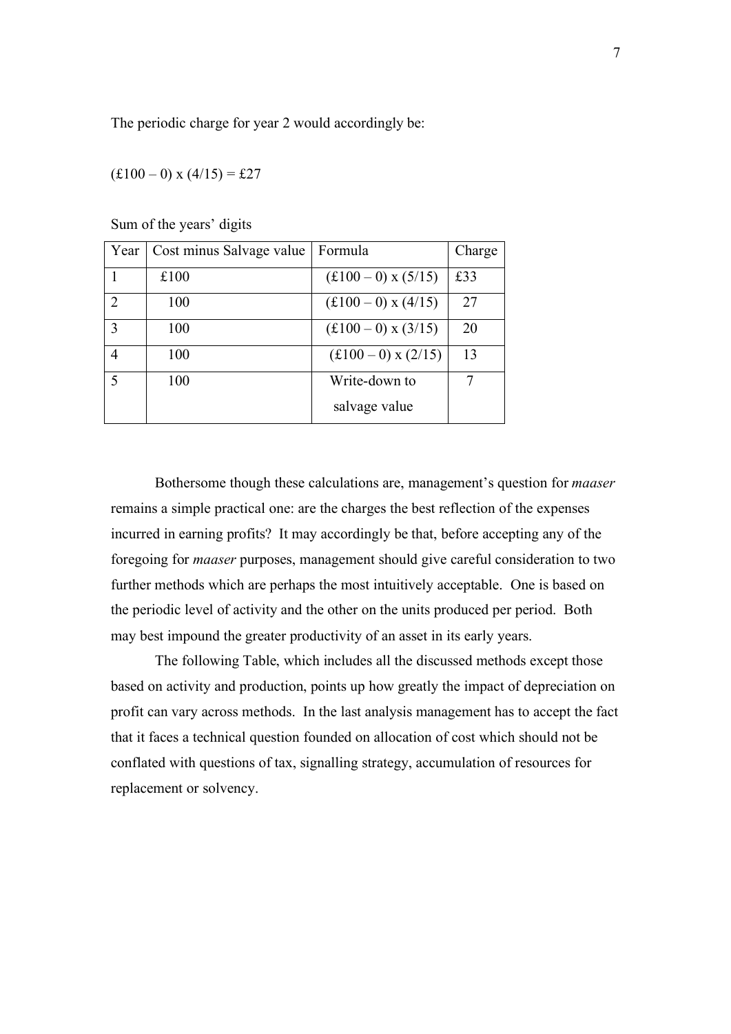The periodic charge for year 2 would accordingly be:

(£100 – 0) x (4/15) = £27

Sum of the years' digits

| Year | Cost minus Salvage value | Formula | Charge |
|---|---|---|---|
| 1 | £100 | (£100 – 0) x (5/15) | £33 |
| 2 | 100 | (£100 – 0) x (4/15) | 27 |
| 3 | 100 | (£100 – 0) x (3/15) | 20 |
| 4 | 100 | (£100 – 0) x (2/15) | 13 |
| 5 | 100 | Write-down to salvage value | 7 |

Bothersome though these calculations are, management's question for *maaser* remains a simple practical one: are the charges the best reflection of the expenses incurred in earning profits? It may accordingly be that, before accepting any of the foregoing for *maaser* purposes, management should give careful consideration to two further methods which are perhaps the most intuitively acceptable. One is based on the periodic level of activity and the other on the units produced per period. Both may best impound the greater productivity of an asset in its early years.

The following Table, which includes all the discussed methods except those based on activity and production, points up how greatly the impact of depreciation on profit can vary across methods. In the last analysis management has to accept the fact that it faces a technical question founded on allocation of cost which should not be conflated with questions of tax, signalling strategy, accumulation of resources for replacement or solvency.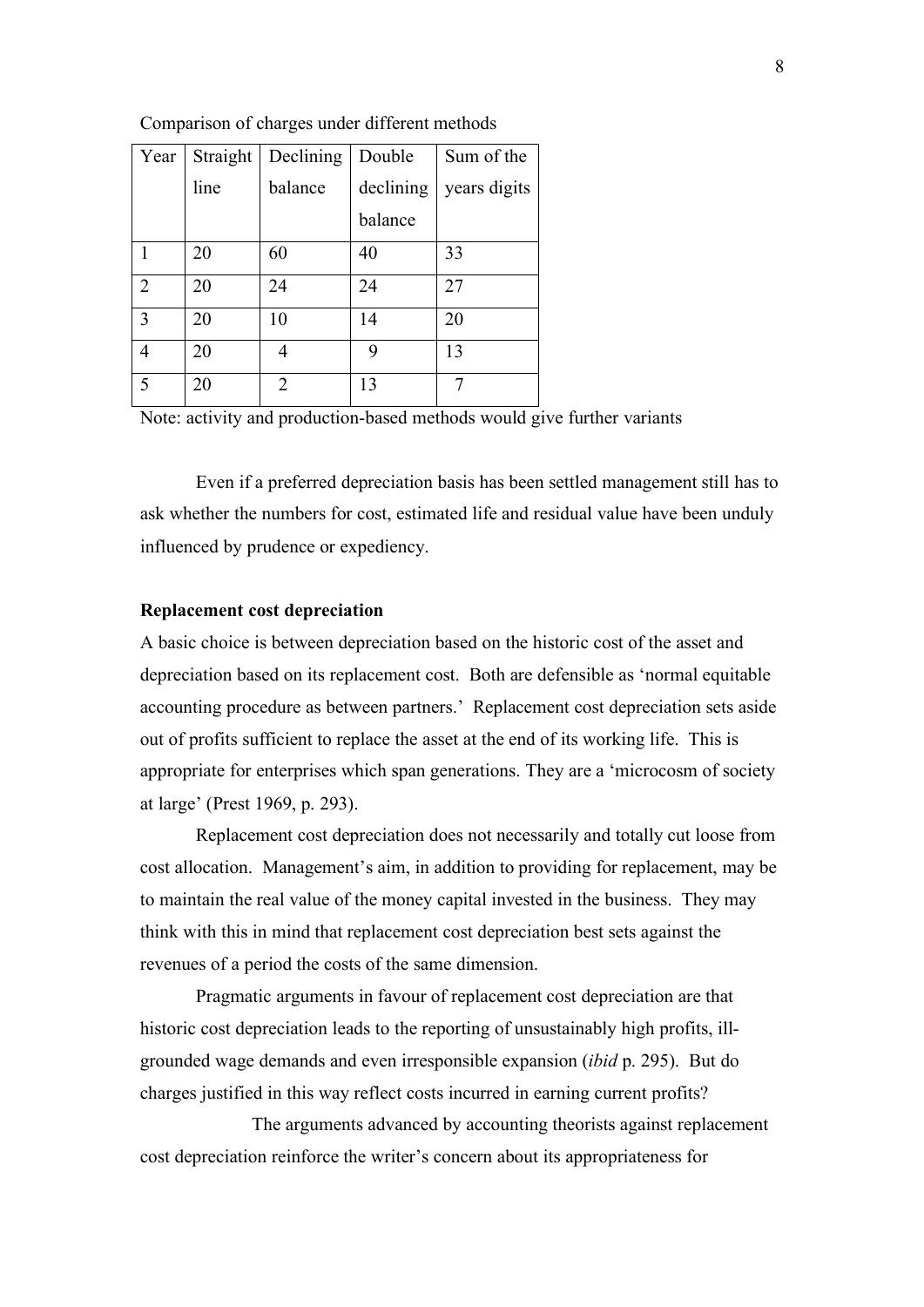Comparison of charges under different methods

| Year | Straight line | Declining balance | Double declining balance | Sum of the years digits |
|---|---|---|---|---|
| 1 | 20 | 60 | 40 | 33 |
| 2 | 20 | 24 | 24 | 27 |
| 3 | 20 | 10 | 14 | 20 |
| 4 | 20 | 4 | 9 | 13 |
| 5 | 20 | 2 | 13 | 7 |

Note: activity and production-based methods would give further variants

Even if a preferred depreciation basis has been settled management still has to ask whether the numbers for cost, estimated life and residual value have been unduly influenced by prudence or expediency.

**Replacement cost depreciation**

A basic choice is between depreciation based on the historic cost of the asset and depreciation based on its replacement cost. Both are defensible as 'normal equitable accounting procedure as between partners.' Replacement cost depreciation sets aside out of profits sufficient to replace the asset at the end of its working life. This is appropriate for enterprises which span generations. They are a 'microcosm of society at large' (Prest 1969, p. 293).

Replacement cost depreciation does not necessarily and totally cut loose from cost allocation. Management's aim, in addition to providing for replacement, may be to maintain the real value of the money capital invested in the business. They may think with this in mind that replacement cost depreciation best sets against the revenues of a period the costs of the same dimension.

Pragmatic arguments in favour of replacement cost depreciation are that historic cost depreciation leads to the reporting of unsustainably high profits, ill-grounded wage demands and even irresponsible expansion (*ibid* p. 295). But do charges justified in this way reflect costs incurred in earning current profits?

The arguments advanced by accounting theorists against replacement cost depreciation reinforce the writer's concern about its appropriateness for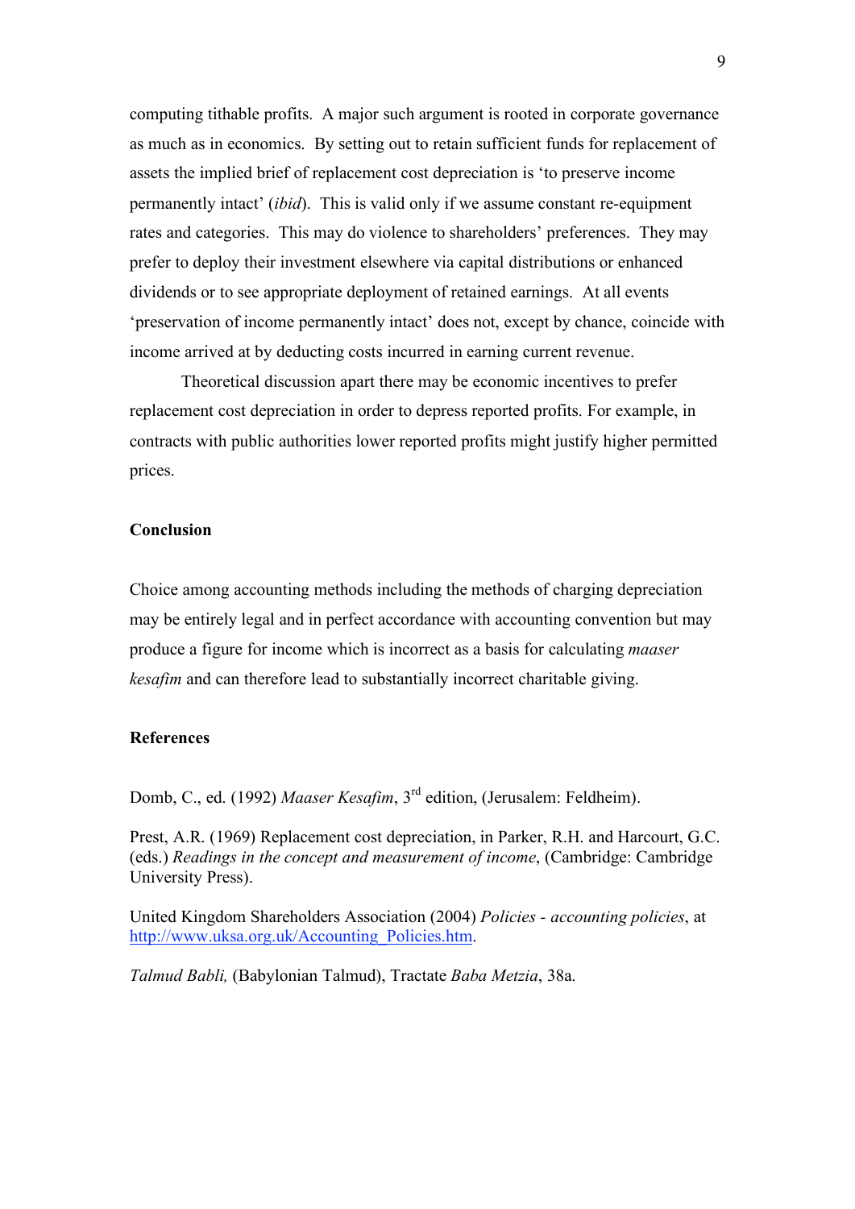computing tithable profits. A major such argument is rooted in corporate governance as much as in economics. By setting out to retain sufficient funds for replacement of assets the implied brief of replacement cost depreciation is 'to preserve income permanently intact' (*ibid*). This is valid only if we assume constant re-equipment rates and categories. This may do violence to shareholders' preferences. They may prefer to deploy their investment elsewhere via capital distributions or enhanced dividends or to see appropriate deployment of retained earnings. At all events 'preservation of income permanently intact' does not, except by chance, coincide with income arrived at by deducting costs incurred in earning current revenue.

Theoretical discussion apart there may be economic incentives to prefer replacement cost depreciation in order to depress reported profits. For example, in contracts with public authorities lower reported profits might justify higher permitted prices.

## Conclusion

Choice among accounting methods including the methods of charging depreciation may be entirely legal and in perfect accordance with accounting convention but may produce a figure for income which is incorrect as a basis for calculating *maaser kesafim* and can therefore lead to substantially incorrect charitable giving.

## References

Domb, C., ed. (1992) *Maaser Kesafim*, 3rd edition, (Jerusalem: Feldheim).

Prest, A.R. (1969) Replacement cost depreciation, in Parker, R.H. and Harcourt, G.C. (eds.) *Readings in the concept and measurement of income*, (Cambridge: Cambridge University Press).

United Kingdom Shareholders Association (2004) *Policies - accounting policies*, at http://www.uksa.org.uk/Accounting_Policies.htm.

*Talmud Babli,* (Babylonian Talmud), Tractate *Baba Metzia*, 38a.